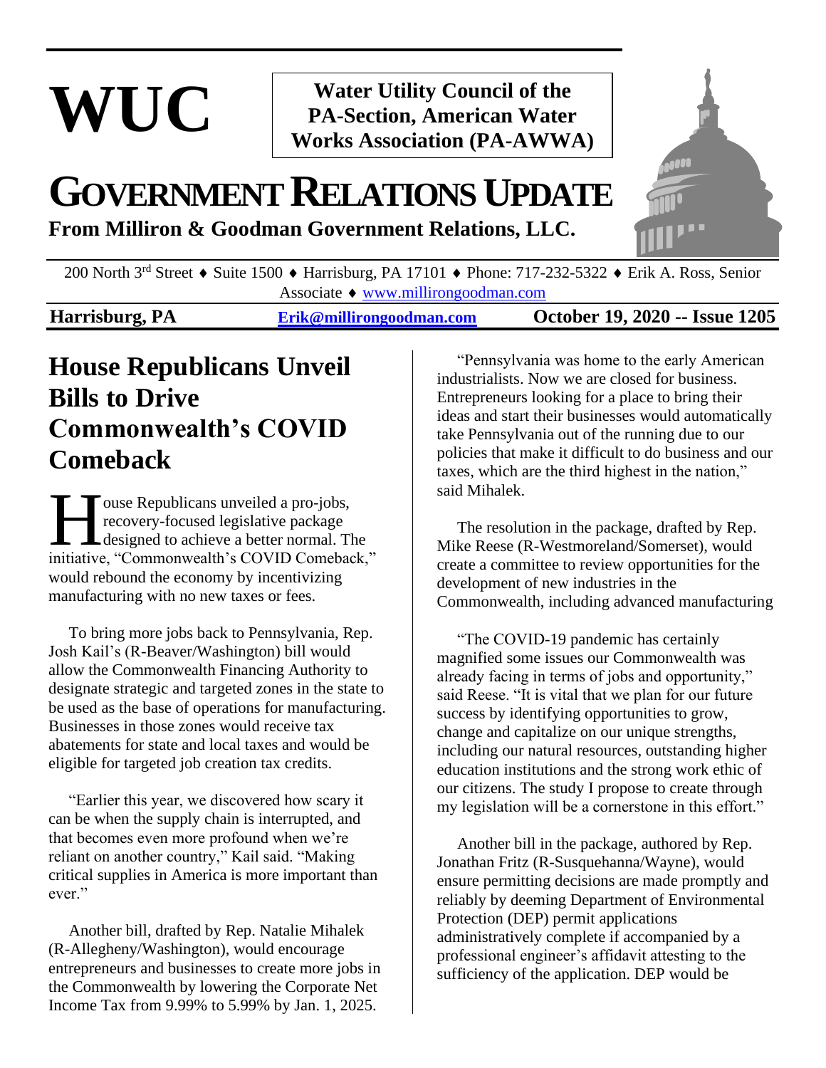# WUC

**Water Utility Council of the PA-Section, American Water Works Association (PA-AWWA)**

# GOVERNMENT RELATIONS UPDATE

**From Milliron & Goodman Government Relations, LLC.**

200 North 3rd Street ♦ Suite 1500 ♦ Harrisburg, PA 17101 ♦ Phone: 717-232-5322 ♦ Erik A. Ross, Senior Associate ♦ www.millirongoodman.com

**Harrisburg, PA** | **Erik@millirongoodman.com** | **October 19, 2020 -- Issue 1205**

## House Republicans Unveil Bills to Drive Commonwealth's COVID Comeback

House Republicans unveiled a pro-jobs, recovery-focused legislative package designed to achieve a better normal. The initiative, "Commonwealth's COVID Comeback," would rebound the economy by incentivizing manufacturing with no new taxes or fees.

To bring more jobs back to Pennsylvania, Rep. Josh Kail's (R-Beaver/Washington) bill would allow the Commonwealth Financing Authority to designate strategic and targeted zones in the state to be used as the base of operations for manufacturing. Businesses in those zones would receive tax abatements for state and local taxes and would be eligible for targeted job creation tax credits.

"Earlier this year, we discovered how scary it can be when the supply chain is interrupted, and that becomes even more profound when we're reliant on another country," Kail said. "Making critical supplies in America is more important than ever."

Another bill, drafted by Rep. Natalie Mihalek (R-Allegheny/Washington), would encourage entrepreneurs and businesses to create more jobs in the Commonwealth by lowering the Corporate Net Income Tax from 9.99% to 5.99% by Jan. 1, 2025.

"Pennsylvania was home to the early American industrialists. Now we are closed for business. Entrepreneurs looking for a place to bring their ideas and start their businesses would automatically take Pennsylvania out of the running due to our policies that make it difficult to do business and our taxes, which are the third highest in the nation," said Mihalek.

The resolution in the package, drafted by Rep. Mike Reese (R-Westmoreland/Somerset), would create a committee to review opportunities for the development of new industries in the Commonwealth, including advanced manufacturing

"The COVID-19 pandemic has certainly magnified some issues our Commonwealth was already facing in terms of jobs and opportunity," said Reese. "It is vital that we plan for our future success by identifying opportunities to grow, change and capitalize on our unique strengths, including our natural resources, outstanding higher education institutions and the strong work ethic of our citizens. The study I propose to create through my legislation will be a cornerstone in this effort."

Another bill in the package, authored by Rep. Jonathan Fritz (R-Susquehanna/Wayne), would ensure permitting decisions are made promptly and reliably by deeming Department of Environmental Protection (DEP) permit applications administratively complete if accompanied by a professional engineer's affidavit attesting to the sufficiency of the application. DEP would be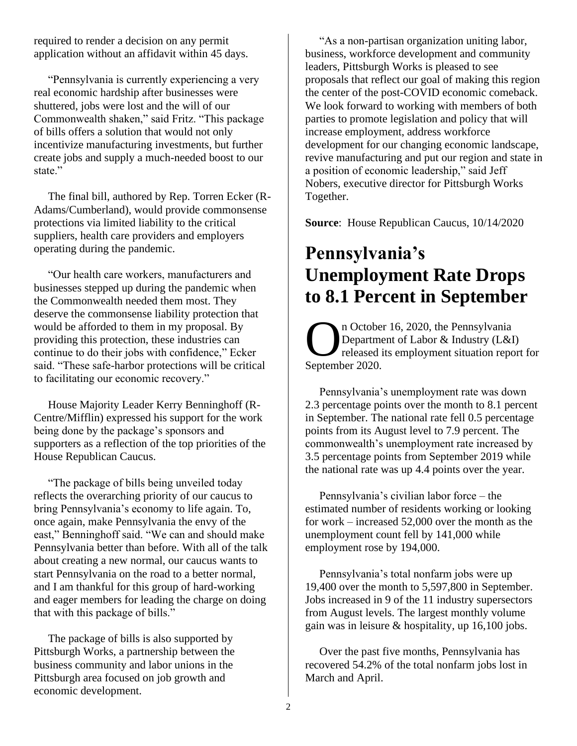required to render a decision on any permit application without an affidavit within 45 days.

"Pennsylvania is currently experiencing a very real economic hardship after businesses were shuttered, jobs were lost and the will of our Commonwealth shaken," said Fritz. "This package of bills offers a solution that would not only incentivize manufacturing investments, but further create jobs and supply a much-needed boost to our state."

The final bill, authored by Rep. Torren Ecker (R-Adams/Cumberland), would provide commonsense protections via limited liability to the critical suppliers, health care providers and employers operating during the pandemic.

"Our health care workers, manufacturers and businesses stepped up during the pandemic when the Commonwealth needed them most. They deserve the commonsense liability protection that would be afforded to them in my proposal. By providing this protection, these industries can continue to do their jobs with confidence," Ecker said. "These safe-harbor protections will be critical to facilitating our economic recovery."

House Majority Leader Kerry Benninghoff (R-Centre/Mifflin) expressed his support for the work being done by the package's sponsors and supporters as a reflection of the top priorities of the House Republican Caucus.

"The package of bills being unveiled today reflects the overarching priority of our caucus to bring Pennsylvania's economy to life again. To, once again, make Pennsylvania the envy of the east," Benninghoff said. "We can and should make Pennsylvania better than before. With all of the talk about creating a new normal, our caucus wants to start Pennsylvania on the road to a better normal, and I am thankful for this group of hard-working and eager members for leading the charge on doing that with this package of bills."

The package of bills is also supported by Pittsburgh Works, a partnership between the business community and labor unions in the Pittsburgh area focused on job growth and economic development.

"As a non-partisan organization uniting labor, business, workforce development and community leaders, Pittsburgh Works is pleased to see proposals that reflect our goal of making this region the center of the post-COVID economic comeback. We look forward to working with members of both parties to promote legislation and policy that will increase employment, address workforce development for our changing economic landscape, revive manufacturing and put our region and state in a position of economic leadership," said Jeff Nobers, executive director for Pittsburgh Works Together.

**Source**: House Republican Caucus, 10/14/2020

# Pennsylvania's Unemployment Rate Drops to 8.1 Percent in September

On October 16, 2020, the Pennsylvania Department of Labor & Industry (L&I) released its employment situation report for September 2020.

Pennsylvania's unemployment rate was down 2.3 percentage points over the month to 8.1 percent in September. The national rate fell 0.5 percentage points from its August level to 7.9 percent. The commonwealth's unemployment rate increased by 3.5 percentage points from September 2019 while the national rate was up 4.4 points over the year.

Pennsylvania's civilian labor force – the estimated number of residents working or looking for work – increased 52,000 over the month as the unemployment count fell by 141,000 while employment rose by 194,000.

Pennsylvania's total nonfarm jobs were up 19,400 over the month to 5,597,800 in September. Jobs increased in 9 of the 11 industry supersectors from August levels. The largest monthly volume gain was in leisure & hospitality, up 16,100 jobs.

Over the past five months, Pennsylvania has recovered 54.2% of the total nonfarm jobs lost in March and April.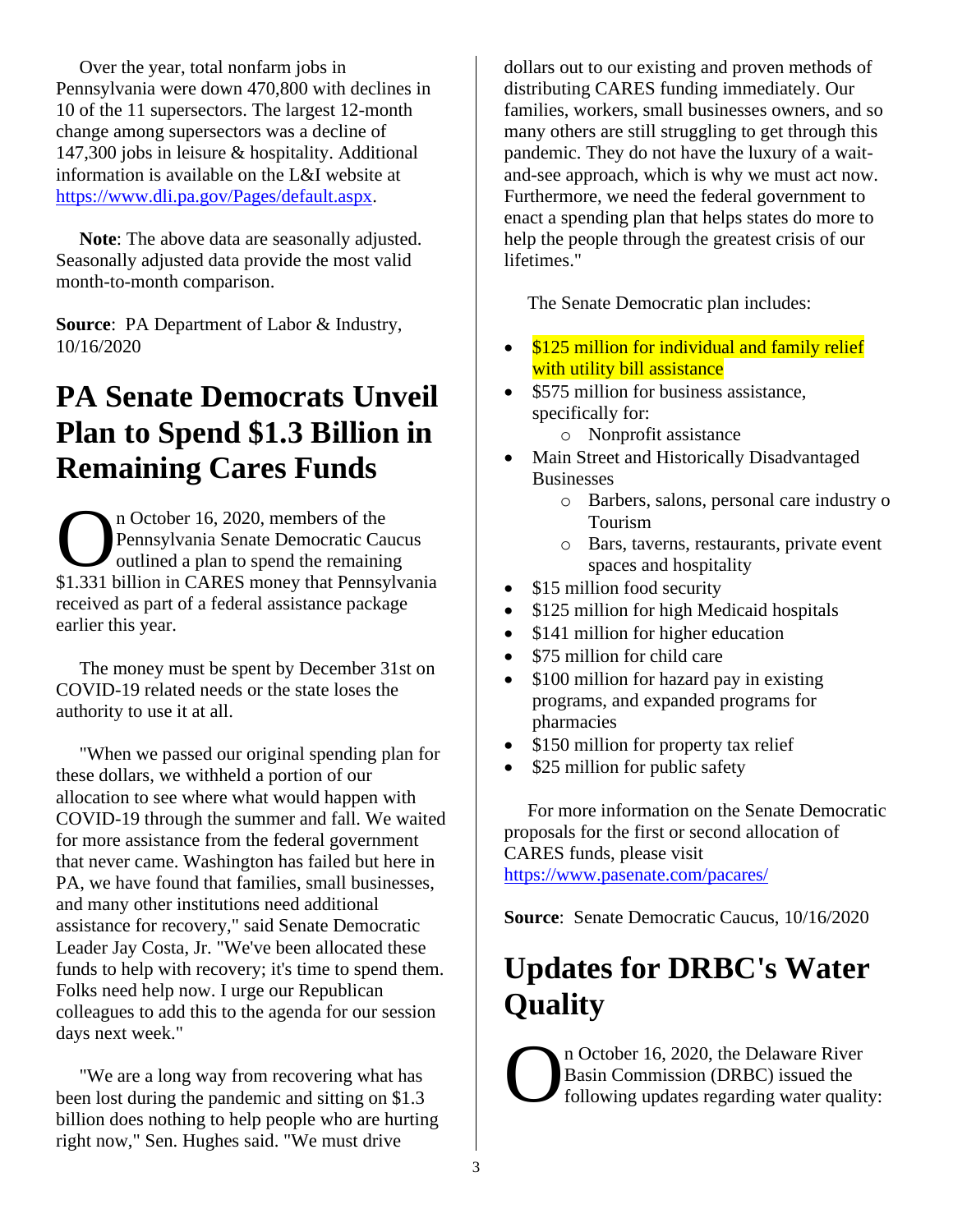Over the year, total nonfarm jobs in Pennsylvania were down 470,800 with declines in 10 of the 11 supersectors. The largest 12-month change among supersectors was a decline of 147,300 jobs in leisure & hospitality. Additional information is available on the L&I website at https://www.dli.pa.gov/Pages/default.aspx.

**Note**: The above data are seasonally adjusted. Seasonally adjusted data provide the most valid month-to-month comparison.

**Source**: PA Department of Labor & Industry, 10/16/2020

# PA Senate Democrats Unveil Plan to Spend $1.3 Billion in Remaining Cares Funds

On October 16, 2020, members of the Pennsylvania Senate Democratic Caucus outlined a plan to spend the remaining $1.331 billion in CARES money that Pennsylvania received as part of a federal assistance package earlier this year.

The money must be spent by December 31st on COVID-19 related needs or the state loses the authority to use it at all.

"When we passed our original spending plan for these dollars, we withheld a portion of our allocation to see where what would happen with COVID-19 through the summer and fall. We waited for more assistance from the federal government that never came. Washington has failed but here in PA, we have found that families, small businesses, and many other institutions need additional assistance for recovery," said Senate Democratic Leader Jay Costa, Jr. "We've been allocated these funds to help with recovery; it's time to spend them. Folks need help now. I urge our Republican colleagues to add this to the agenda for our session days next week."

"We are a long way from recovering what has been lost during the pandemic and sitting on $1.3 billion does nothing to help people who are hurting right now," Sen. Hughes said. "We must drive dollars out to our existing and proven methods of distributing CARES funding immediately. Our families, workers, small businesses owners, and so many others are still struggling to get through this pandemic. They do not have the luxury of a wait-and-see approach, which is why we must act now. Furthermore, we need the federal government to enact a spending plan that helps states do more to help the people through the greatest crisis of our lifetimes."

The Senate Democratic plan includes:

- $125 million for individual and family relief with utility bill assistance
- $575 million for business assistance, specifically for:
  - Nonprofit assistance
- Main Street and Historically Disadvantaged Businesses
  - Barbers, salons, personal care industry o Tourism
  - Bars, taverns, restaurants, private event spaces and hospitality
- $15 million food security
- $125 million for high Medicaid hospitals
- $141 million for higher education
- $75 million for child care
- $100 million for hazard pay in existing programs, and expanded programs for pharmacies
- $150 million for property tax relief
- $25 million for public safety

For more information on the Senate Democratic proposals for the first or second allocation of CARES funds, please visit https://www.pasenate.com/pacares/

**Source**: Senate Democratic Caucus, 10/16/2020

# Updates for DRBC's Water Quality

On October 16, 2020, the Delaware River Basin Commission (DRBC) issued the following updates regarding water quality: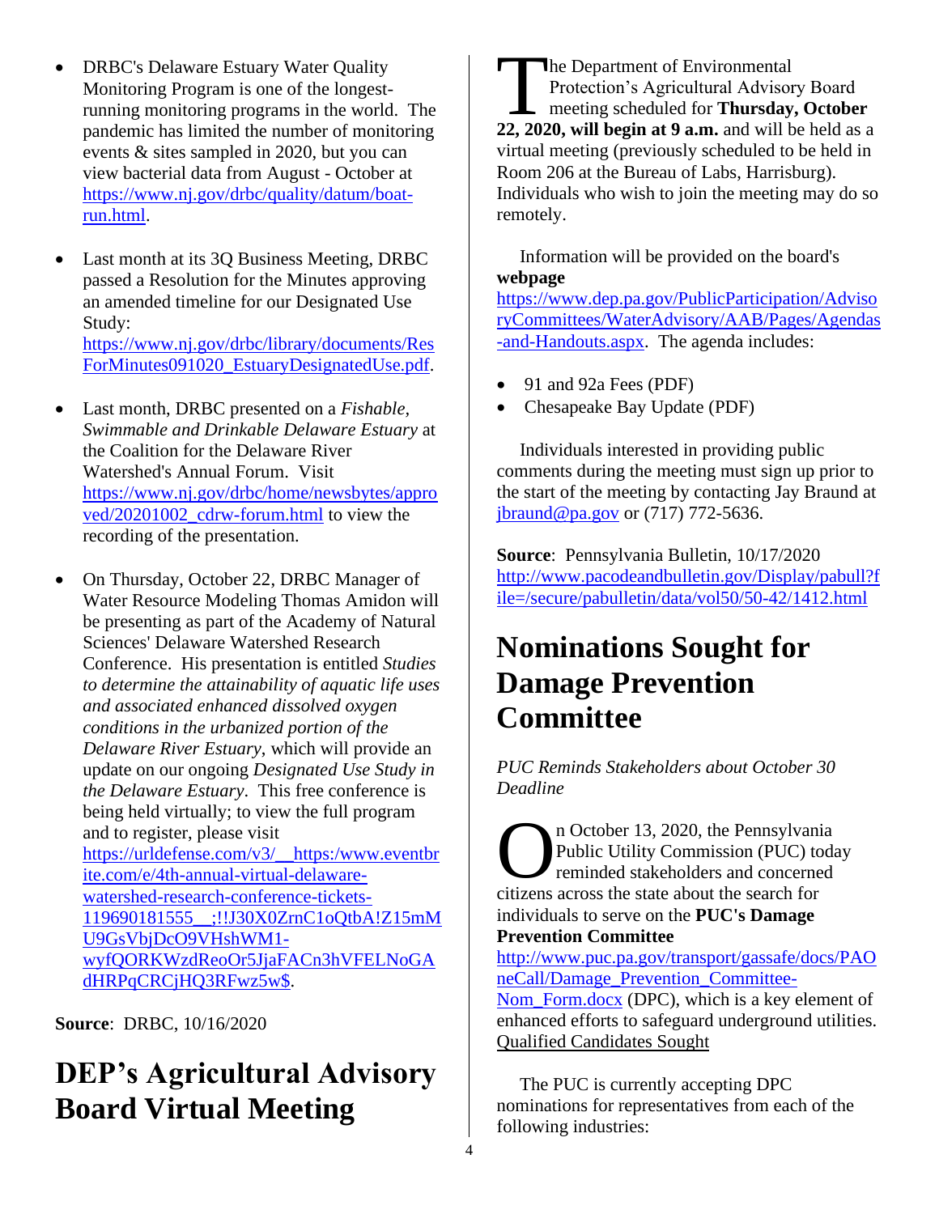- DRBC's Delaware Estuary Water Quality Monitoring Program is one of the longest-running monitoring programs in the world. The pandemic has limited the number of monitoring events & sites sampled in 2020, but you can view bacterial data from August - October at [https://www.nj.gov/drbc/quality/datum/boat-run.html](https://www.nj.gov/drbc/quality/datum/boat-run.html).

- Last month at its 3Q Business Meeting, DRBC passed a Resolution for the Minutes approving an amended timeline for our Designated Use Study: [https://www.nj.gov/drbc/library/documents/ResForMinutes091020_EstuaryDesignatedUse.pdf](https://www.nj.gov/drbc/library/documents/ResForMinutes091020_EstuaryDesignatedUse.pdf).

- Last month, DRBC presented on a *Fishable, Swimmable and Drinkable Delaware Estuary* at the Coalition for the Delaware River Watershed's Annual Forum. Visit [https://www.nj.gov/drbc/home/newsbytes/approved/20201002_cdrw-forum.html](https://www.nj.gov/drbc/home/newsbytes/approved/20201002_cdrw-forum.html) to view the recording of the presentation.

- On Thursday, October 22, DRBC Manager of Water Resource Modeling Thomas Amidon will be presenting as part of the Academy of Natural Sciences' Delaware Watershed Research Conference. His presentation is entitled *Studies to determine the attainability of aquatic life uses and associated enhanced dissolved oxygen conditions in the urbanized portion of the Delaware River Estuary*, which will provide an update on our ongoing *Designated Use Study in the Delaware Estuary*. This free conference is being held virtually; to view the full program and to register, please visit [https://urldefense.com/v3/__https:/www.eventbrite.com/e/4th-annual-virtual-delaware-watershed-research-conference-tickets-119690181555__;!!J30X0ZrnC1oQtbA!Z15mMU9GsVbjDcO9VHshWM1-wyfQORKWzdReoOr5JjaFACn3hVFELNoGAdHRPqCRCjHQ3RFwz5w$](https://urldefense.com/v3/__https:/www.eventbrite.com/e/4th-annual-virtual-delaware-watershed-research-conference-tickets-119690181555__;!!J30X0ZrnC1oQtbA!Z15mMU9GsVbjDcO9VHshWM1-wyfQORKWzdReoOr5JjaFACn3hVFELNoGAdHRPqCRCjHQ3RFwz5w$).

**Source**: DRBC, 10/16/2020

# DEP's Agricultural Advisory Board Virtual Meeting

The Department of Environmental Protection's Agricultural Advisory Board meeting scheduled for **Thursday, October 22, 2020, will begin at 9 a.m.** and will be held as a virtual meeting (previously scheduled to be held in Room 206 at the Bureau of Labs, Harrisburg). Individuals who wish to join the meeting may do so remotely.

Information will be provided on the board's **webpage** [https://www.dep.pa.gov/PublicParticipation/AdvisoryCommittees/WaterAdvisory/AAB/Pages/Agendas-and-Handouts.aspx](https://www.dep.pa.gov/PublicParticipation/AdvisoryCommittees/WaterAdvisory/AAB/Pages/Agendas-and-Handouts.aspx). The agenda includes:

- 91 and 92a Fees (PDF)
- Chesapeake Bay Update (PDF)

Individuals interested in providing public comments during the meeting must sign up prior to the start of the meeting by contacting Jay Braund at [jbraund@pa.gov](mailto:jbraund@pa.gov) or (717) 772-5636.

**Source**: Pennsylvania Bulletin, 10/17/2020
[http://www.pacodeandbulletin.gov/Display/pabull?file=/secure/pabulletin/data/vol50/50-42/1412.html](http://www.pacodeandbulletin.gov/Display/pabull?file=/secure/pabulletin/data/vol50/50-42/1412.html)

# Nominations Sought for Damage Prevention Committee

*PUC Reminds Stakeholders about October 30 Deadline*

On October 13, 2020, the Pennsylvania Public Utility Commission (PUC) today reminded stakeholders and concerned citizens across the state about the search for individuals to serve on the **PUC's Damage Prevention Committee** [http://www.puc.pa.gov/transport/gassafe/docs/PAOneCall/Damage_Prevention_Committee-Nom_Form.docx](http://www.puc.pa.gov/transport/gassafe/docs/PAOneCall/Damage_Prevention_Committee-Nom_Form.docx) (DPC), which is a key element of enhanced efforts to safeguard underground utilities.

Qualified Candidates Sought

The PUC is currently accepting DPC nominations for representatives from each of the following industries: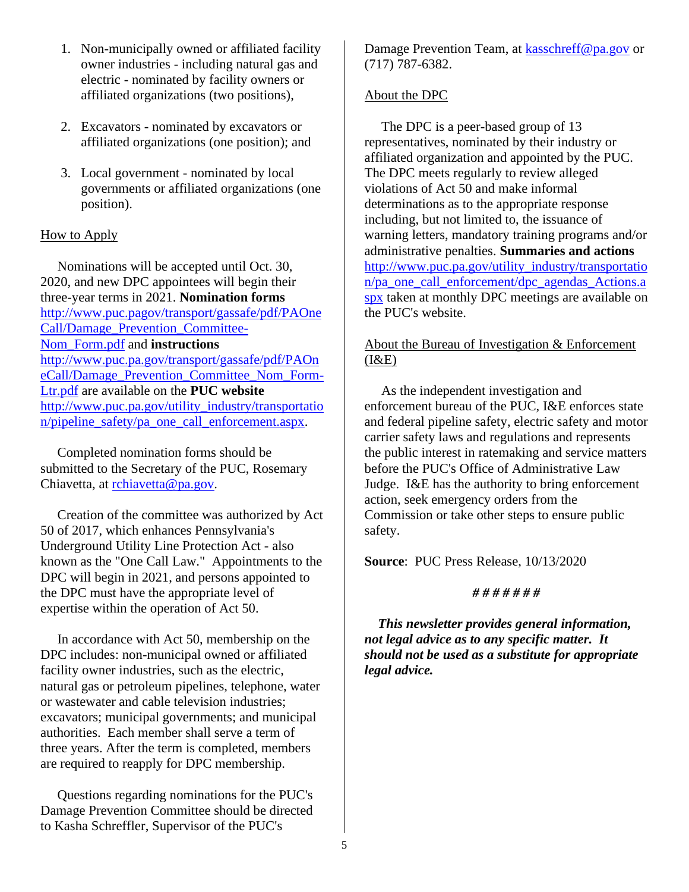1. Non-municipally owned or affiliated facility owner industries - including natural gas and electric - nominated by facility owners or affiliated organizations (two positions),

2. Excavators - nominated by excavators or affiliated organizations (one position); and

3. Local government - nominated by local governments or affiliated organizations (one position).

How to Apply

Nominations will be accepted until Oct. 30, 2020, and new DPC appointees will begin their three-year terms in 2021. **Nomination forms** http://www.puc.pagov/transport/gassafe/pdf/PAOneCall/Damage_Prevention_Committee-Nom_Form.pdf and **instructions** http://www.puc.pa.gov/transport/gassafe/pdf/PAOneCall/Damage_Prevention_Committee_Nom_Form-Ltr.pdf are available on the **PUC website** http://www.puc.pa.gov/utility_industry/transportation/pipeline_safety/pa_one_call_enforcement.aspx.

Completed nomination forms should be submitted to the Secretary of the PUC, Rosemary Chiavetta, at rchiavetta@pa.gov.

Creation of the committee was authorized by Act 50 of 2017, which enhances Pennsylvania's Underground Utility Line Protection Act - also known as the "One Call Law." Appointments to the DPC will begin in 2021, and persons appointed to the DPC must have the appropriate level of expertise within the operation of Act 50.

In accordance with Act 50, membership on the DPC includes: non-municipal owned or affiliated facility owner industries, such as the electric, natural gas or petroleum pipelines, telephone, water or wastewater and cable television industries; excavators; municipal governments; and municipal authorities. Each member shall serve a term of three years. After the term is completed, members are required to reapply for DPC membership.

Questions regarding nominations for the PUC's Damage Prevention Committee should be directed to Kasha Schreffler, Supervisor of the PUC's Damage Prevention Team, at kasschreff@pa.gov or (717) 787-6382.

About the DPC

The DPC is a peer-based group of 13 representatives, nominated by their industry or affiliated organization and appointed by the PUC. The DPC meets regularly to review alleged violations of Act 50 and make informal determinations as to the appropriate response including, but not limited to, the issuance of warning letters, mandatory training programs and/or administrative penalties. **Summaries and actions** http://www.puc.pa.gov/utility_industry/transportation/pa_one_call_enforcement/dpc_agendas_Actions.aspx taken at monthly DPC meetings are available on the PUC's website.

About the Bureau of Investigation & Enforcement (I&E)

As the independent investigation and enforcement bureau of the PUC, I&E enforces state and federal pipeline safety, electric safety and motor carrier safety laws and regulations and represents the public interest in ratemaking and service matters before the PUC's Office of Administrative Law Judge. I&E has the authority to bring enforcement action, seek emergency orders from the Commission or take other steps to ensure public safety.

**Source**: PUC Press Release, 10/13/2020

*# # # # # # #*

***This newsletter provides general information, not legal advice as to any specific matter. It should not be used as a substitute for appropriate legal advice.***